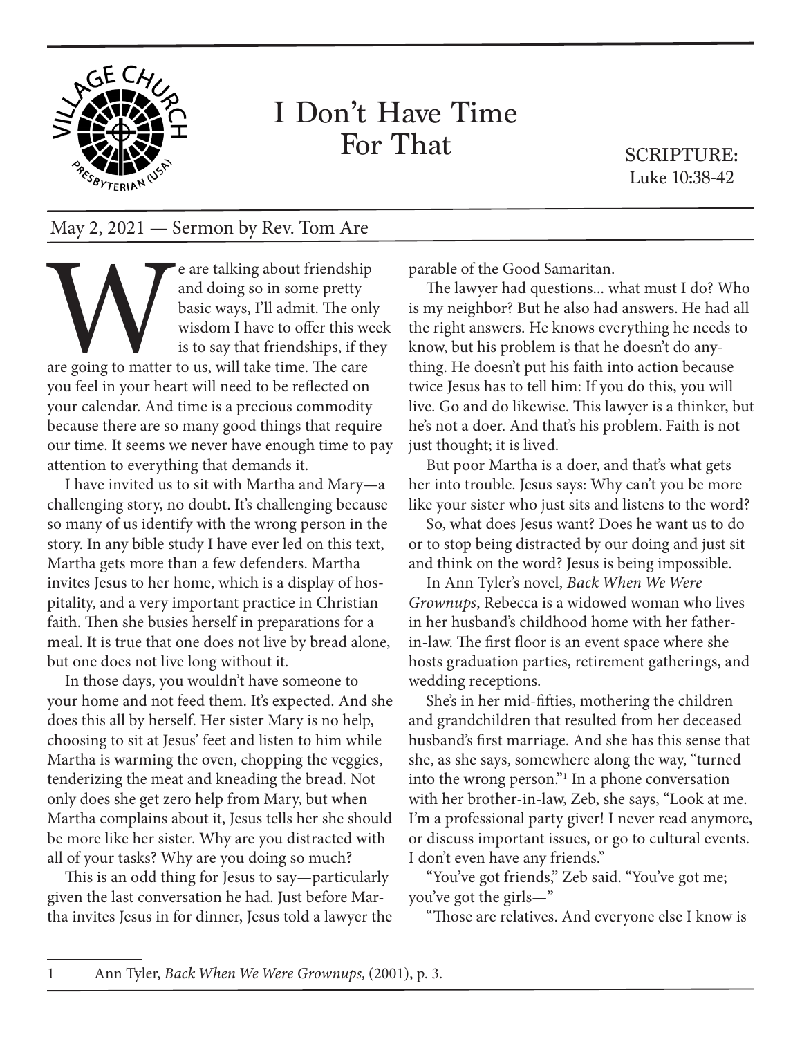# I Don't Have Time For That

SCRIPTURE:
Luke 10:38-42

May 2, 2021 — Sermon by Rev. Tom Are

We are talking about friendship and doing so in some pretty basic ways, I'll admit. The only wisdom I have to offer this week is to say that friendships, if they are going to matter to us, will take time. The care you feel in your heart will need to be reflected on your calendar. And time is a precious commodity because there are so many good things that require our time. It seems we never have enough time to pay attention to everything that demands it.

I have invited us to sit with Martha and Mary—a challenging story, no doubt. It's challenging because so many of us identify with the wrong person in the story. In any bible study I have ever led on this text, Martha gets more than a few defenders. Martha invites Jesus to her home, which is a display of hospitality, and a very important practice in Christian faith. Then she busies herself in preparations for a meal. It is true that one does not live by bread alone, but one does not live long without it.

In those days, you wouldn't have someone to your home and not feed them. It's expected. And she does this all by herself. Her sister Mary is no help, choosing to sit at Jesus' feet and listen to him while Martha is warming the oven, chopping the veggies, tenderizing the meat and kneading the bread. Not only does she get zero help from Mary, but when Martha complains about it, Jesus tells her she should be more like her sister. Why are you distracted with all of your tasks? Why are you doing so much?

This is an odd thing for Jesus to say—particularly given the last conversation he had. Just before Martha invites Jesus in for dinner, Jesus told a lawyer the parable of the Good Samaritan.

The lawyer had questions... what must I do? Who is my neighbor? But he also had answers. He had all the right answers. He knows everything he needs to know, but his problem is that he doesn't do anything. He doesn't put his faith into action because twice Jesus has to tell him: If you do this, you will live. Go and do likewise. This lawyer is a thinker, but he's not a doer. And that's his problem. Faith is not just thought; it is lived.

But poor Martha is a doer, and that's what gets her into trouble. Jesus says: Why can't you be more like your sister who just sits and listens to the word?

So, what does Jesus want? Does he want us to do or to stop being distracted by our doing and just sit and think on the word? Jesus is being impossible.

In Ann Tyler's novel, *Back When We Were Grownups*, Rebecca is a widowed woman who lives in her husband's childhood home with her father-in-law. The first floor is an event space where she hosts graduation parties, retirement gatherings, and wedding receptions.

She's in her mid-fifties, mothering the children and grandchildren that resulted from her deceased husband's first marriage. And she has this sense that she, as she says, somewhere along the way, "turned into the wrong person."[1] In a phone conversation with her brother-in-law, Zeb, she says, "Look at me. I'm a professional party giver! I never read anymore, or discuss important issues, or go to cultural events. I don't even have any friends."

"You've got friends," Zeb said. "You've got me; you've got the girls—"

"Those are relatives. And everyone else I know is

---

1 Ann Tyler, *Back When We Were Grownups,* (2001), p. 3.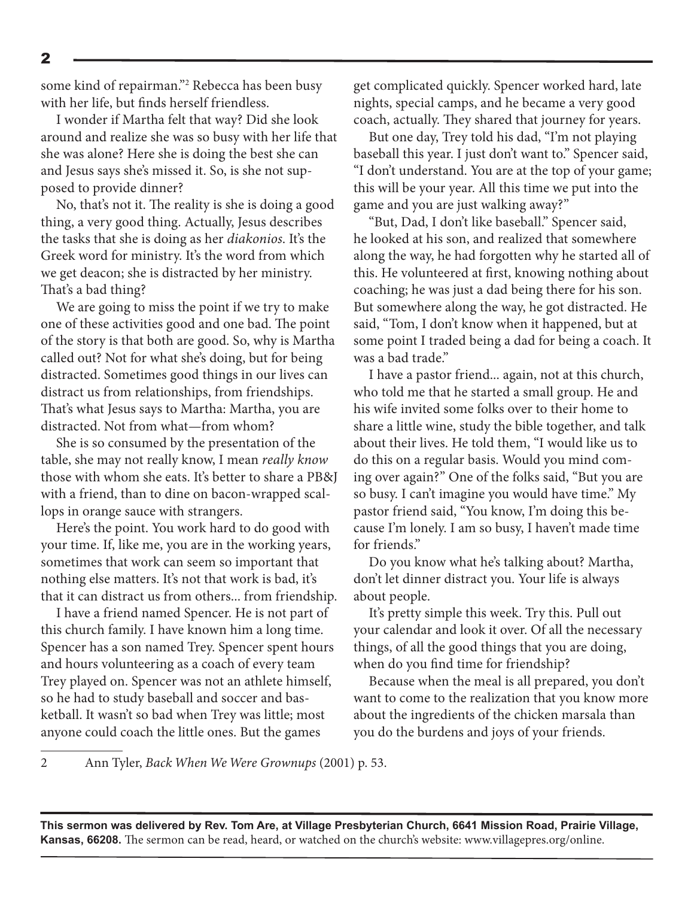some kind of repairman."[2] Rebecca has been busy with her life, but finds herself friendless.

I wonder if Martha felt that way? Did she look around and realize she was so busy with her life that she was alone? Here she is doing the best she can and Jesus says she's missed it. So, is she not supposed to provide dinner?

No, that's not it. The reality is she is doing a good thing, a very good thing. Actually, Jesus describes the tasks that she is doing as her *diakonios*. It's the Greek word for ministry. It's the word from which we get deacon; she is distracted by her ministry. That's a bad thing?

We are going to miss the point if we try to make one of these activities good and one bad. The point of the story is that both are good. So, why is Martha called out? Not for what she's doing, but for being distracted. Sometimes good things in our lives can distract us from relationships, from friendships. That's what Jesus says to Martha: Martha, you are distracted. Not from what—from whom?

She is so consumed by the presentation of the table, she may not really know, I mean *really know* those with whom she eats. It's better to share a PB&J with a friend, than to dine on bacon-wrapped scallops in orange sauce with strangers.

Here's the point. You work hard to do good with your time. If, like me, you are in the working years, sometimes that work can seem so important that nothing else matters. It's not that work is bad, it's that it can distract us from others... from friendship.

I have a friend named Spencer. He is not part of this church family. I have known him a long time. Spencer has a son named Trey. Spencer spent hours and hours volunteering as a coach of every team Trey played on. Spencer was not an athlete himself, so he had to study baseball and soccer and basketball. It wasn't so bad when Trey was little; most anyone could coach the little ones. But the games get complicated quickly. Spencer worked hard, late nights, special camps, and he became a very good coach, actually. They shared that journey for years.

But one day, Trey told his dad, "I'm not playing baseball this year. I just don't want to." Spencer said, "I don't understand. You are at the top of your game; this will be your year. All this time we put into the game and you are just walking away?"

"But, Dad, I don't like baseball." Spencer said, he looked at his son, and realized that somewhere along the way, he had forgotten why he started all of this. He volunteered at first, knowing nothing about coaching; he was just a dad being there for his son. But somewhere along the way, he got distracted. He said, "Tom, I don't know when it happened, but at some point I traded being a dad for being a coach. It was a bad trade."

I have a pastor friend... again, not at this church, who told me that he started a small group. He and his wife invited some folks over to their home to share a little wine, study the bible together, and talk about their lives. He told them, "I would like us to do this on a regular basis. Would you mind coming over again?" One of the folks said, "But you are so busy. I can't imagine you would have time." My pastor friend said, "You know, I'm doing this because I'm lonely. I am so busy, I haven't made time for friends."

Do you know what he's talking about? Martha, don't let dinner distract you. Your life is always about people.

It's pretty simple this week. Try this. Pull out your calendar and look it over. Of all the necessary things, of all the good things that you are doing, when do you find time for friendship?

Because when the meal is all prepared, you don't want to come to the realization that you know more about the ingredients of the chicken marsala than you do the burdens and joys of your friends.

---

2 Ann Tyler, *Back When We Were Grownups* (2001) p. 53.

---

**This sermon was delivered by Rev. Tom Are, at Village Presbyterian Church, 6641 Mission Road, Prairie Village, Kansas, 66208.** The sermon can be read, heard, or watched on the church's website: www.villagepres.org/online.